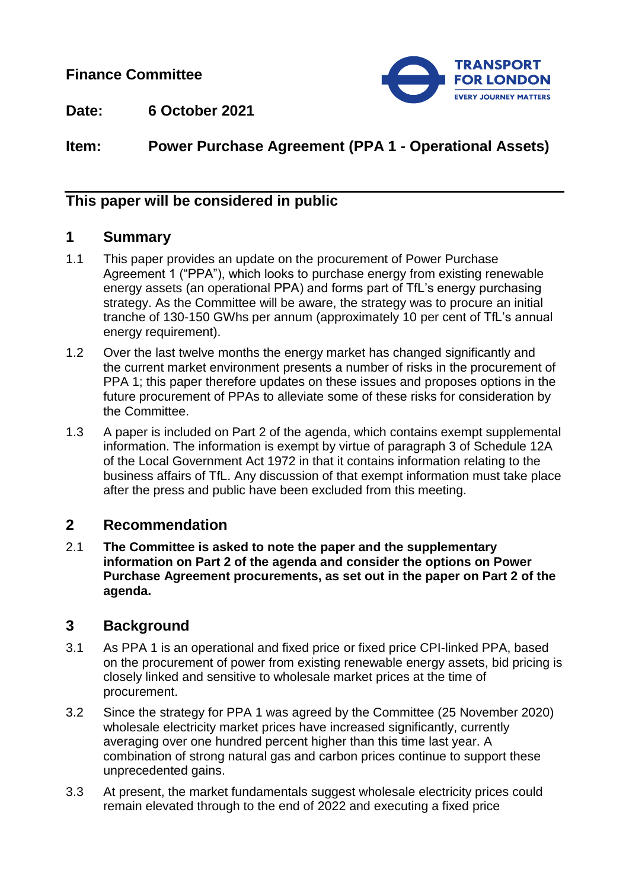**Finance Committee**

**Date: 6 October 2021**

**Item: Power Purchase Agreement (PPA 1 - Operational Assets)**

## This paper will be considered in public

## 1 Summary

1.1 This paper provides an update on the procurement of Power Purchase Agreement 1 ("PPA"), which looks to purchase energy from existing renewable energy assets (an operational PPA) and forms part of TfL's energy purchasing strategy. As the Committee will be aware, the strategy was to procure an initial tranche of 130-150 GWhs per annum (approximately 10 per cent of TfL's annual energy requirement).

1.2 Over the last twelve months the energy market has changed significantly and the current market environment presents a number of risks in the procurement of PPA 1; this paper therefore updates on these issues and proposes options in the future procurement of PPAs to alleviate some of these risks for consideration by the Committee.

1.3 A paper is included on Part 2 of the agenda, which contains exempt supplemental information. The information is exempt by virtue of paragraph 3 of Schedule 12A of the Local Government Act 1972 in that it contains information relating to the business affairs of TfL. Any discussion of that exempt information must take place after the press and public have been excluded from this meeting.

## 2 Recommendation

2.1 **The Committee is asked to note the paper and the supplementary information on Part 2 of the agenda and consider the options on Power Purchase Agreement procurements, as set out in the paper on Part 2 of the agenda.**

## 3 Background

3.1 As PPA 1 is an operational and fixed price or fixed price CPI-linked PPA, based on the procurement of power from existing renewable energy assets, bid pricing is closely linked and sensitive to wholesale market prices at the time of procurement.

3.2 Since the strategy for PPA 1 was agreed by the Committee (25 November 2020) wholesale electricity market prices have increased significantly, currently averaging over one hundred percent higher than this time last year. A combination of strong natural gas and carbon prices continue to support these unprecedented gains.

3.3 At present, the market fundamentals suggest wholesale electricity prices could remain elevated through to the end of 2022 and executing a fixed price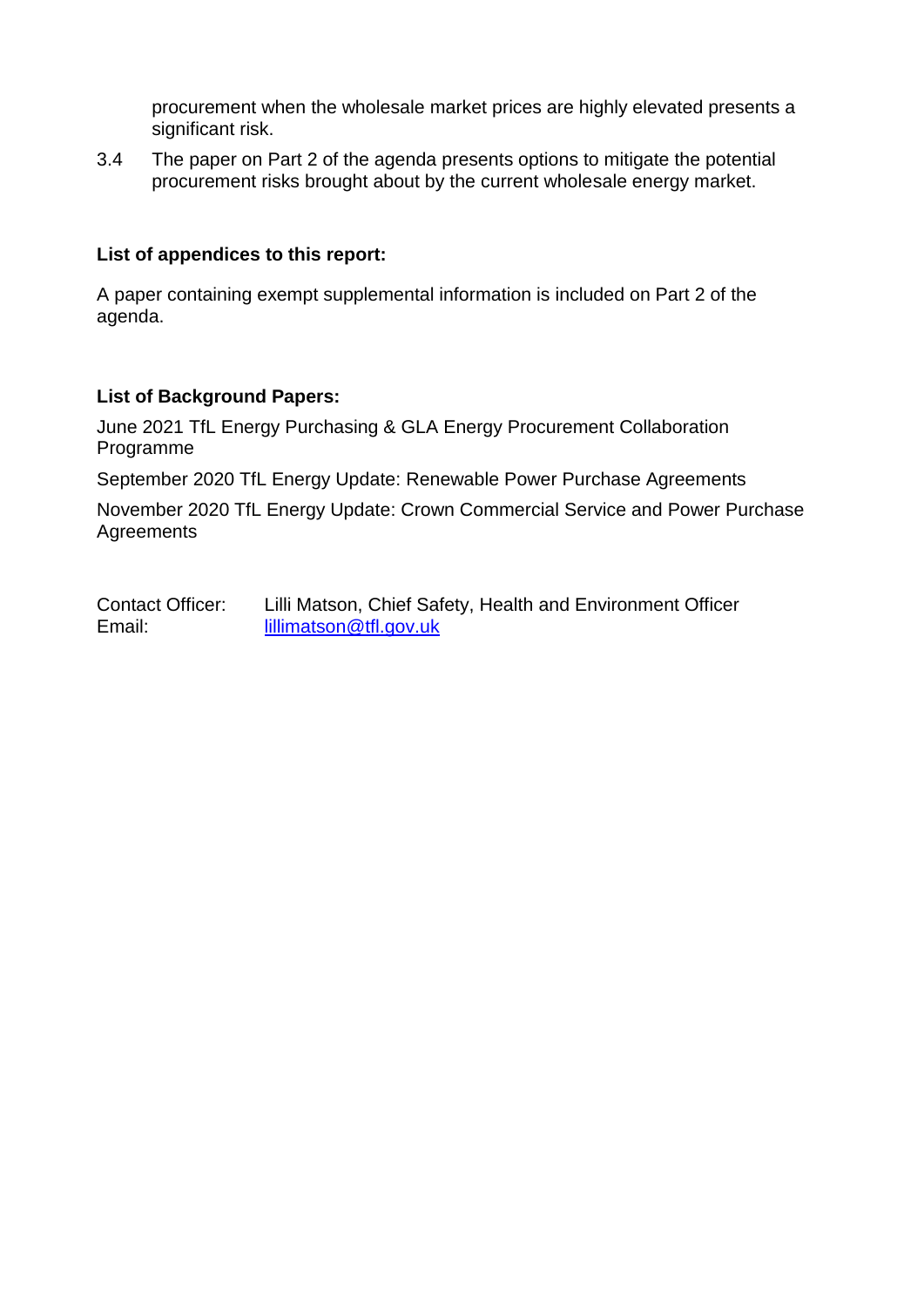procurement when the wholesale market prices are highly elevated presents a significant risk.

3.4 The paper on Part 2 of the agenda presents options to mitigate the potential procurement risks brought about by the current wholesale energy market.

**List of appendices to this report:**

A paper containing exempt supplemental information is included on Part 2 of the agenda.

**List of Background Papers:**

June 2021 TfL Energy Purchasing & GLA Energy Procurement Collaboration Programme

September 2020 TfL Energy Update: Renewable Power Purchase Agreements

November 2020 TfL Energy Update: Crown Commercial Service and Power Purchase Agreements

Contact Officer: Lilli Matson, Chief Safety, Health and Environment Officer
Email: lillimatson@tfl.gov.uk